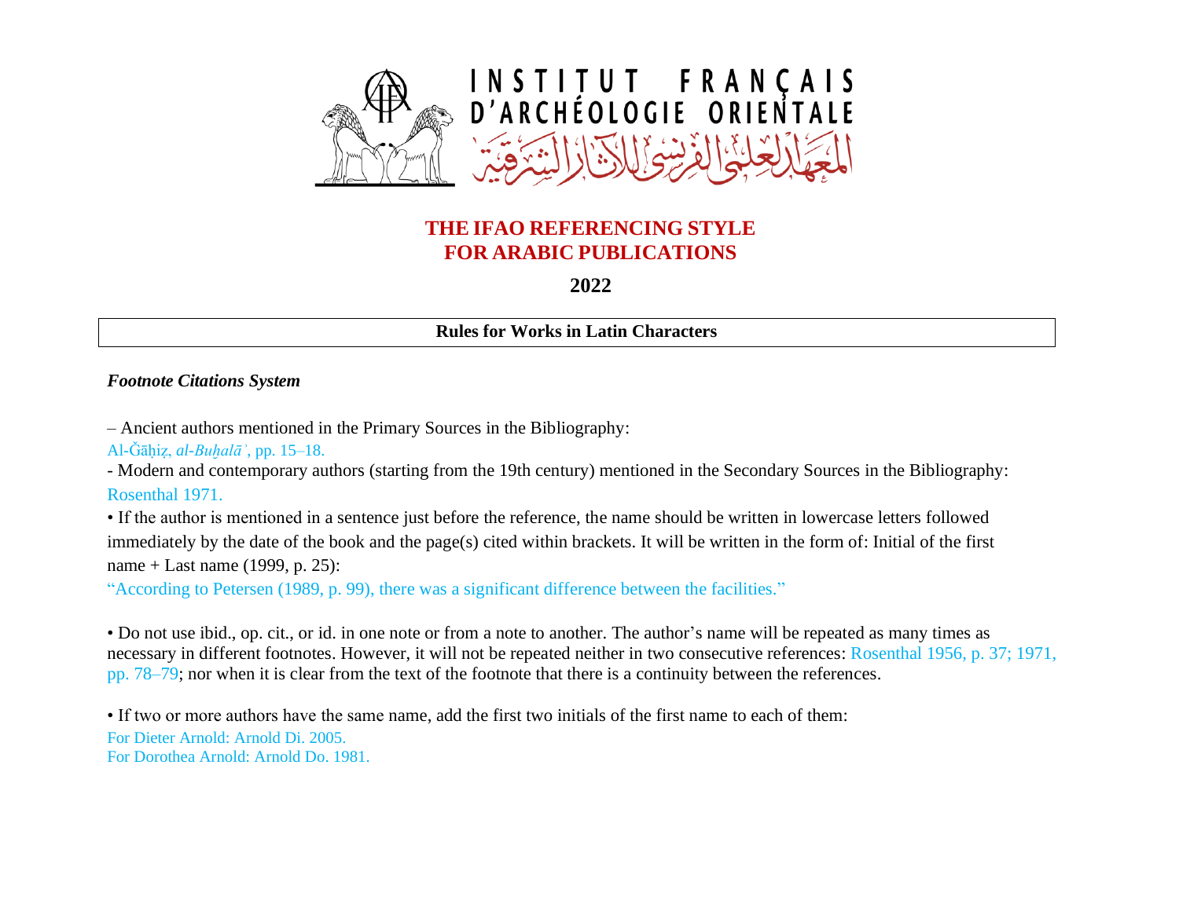INSTITUT FRANÇAIS
D'ARCHÉOLOGIE ORIENTALE
المعهد العلمي الفرنسي للآثار الشرقية

# THE IFAO REFERENCING STYLE FOR ARABIC PUBLICATIONS

**2022**

## Rules for Works in Latin Characters

### *Footnote Citations System*

– Ancient authors mentioned in the Primary Sources in the Bibliography:

Al-Ǧāḥiẓ, *al-Buḫalāʾ*, pp. 15–18.

- Modern and contemporary authors (starting from the 19th century) mentioned in the Secondary Sources in the Bibliography:

Rosenthal 1971.

• If the author is mentioned in a sentence just before the reference, the name should be written in lowercase letters followed immediately by the date of the book and the page(s) cited within brackets. It will be written in the form of: Initial of the first name + Last name (1999, p. 25):

"According to Petersen (1989, p. 99), there was a significant difference between the facilities."

• Do not use ibid., op. cit., or id. in one note or from a note to another. The author's name will be repeated as many times as necessary in different footnotes. However, it will not be repeated neither in two consecutive references: Rosenthal 1956, p. 37; 1971, pp. 78–79; nor when it is clear from the text of the footnote that there is a continuity between the references.

• If two or more authors have the same name, add the first two initials of the first name to each of them:

For Dieter Arnold: Arnold Di. 2005.
For Dorothea Arnold: Arnold Do. 1981.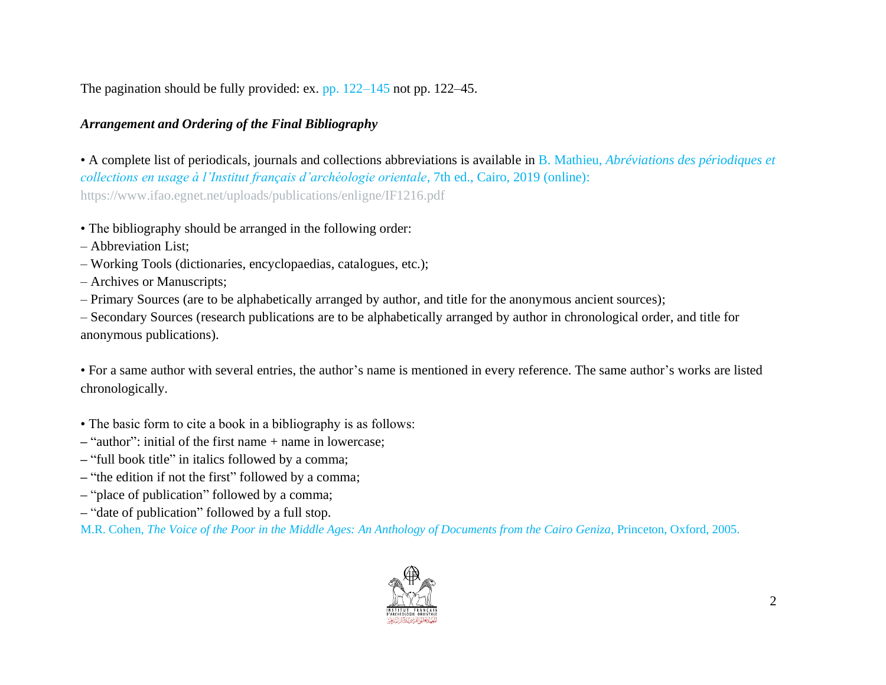The pagination should be fully provided: ex. pp. 122–145 not pp. 122–45.

***Arrangement and Ordering of the Final Bibliography***

• A complete list of periodicals, journals and collections abbreviations is available in B. Mathieu, *Abréviations des périodiques et collections en usage à l'Institut français d'archéologie orientale*, 7th ed., Cairo, 2019 (online): https://www.ifao.egnet.net/uploads/publications/enligne/IF1216.pdf

• The bibliography should be arranged in the following order:
– Abbreviation List;
– Working Tools (dictionaries, encyclopaedias, catalogues, etc.);
– Archives or Manuscripts;
– Primary Sources (are to be alphabetically arranged by author, and title for the anonymous ancient sources);
– Secondary Sources (research publications are to be alphabetically arranged by author in chronological order, and title for anonymous publications).

• For a same author with several entries, the author's name is mentioned in every reference. The same author's works are listed chronologically.

• The basic form to cite a book in a bibliography is as follows:
– "author": initial of the first name + name in lowercase;
– "full book title" in italics followed by a comma;
– "the edition if not the first" followed by a comma;
– "place of publication" followed by a comma;
– "date of publication" followed by a full stop.
M.R. Cohen, *The Voice of the Poor in the Middle Ages: An Anthology of Documents from the Cairo Geniza*, Princeton, Oxford, 2005.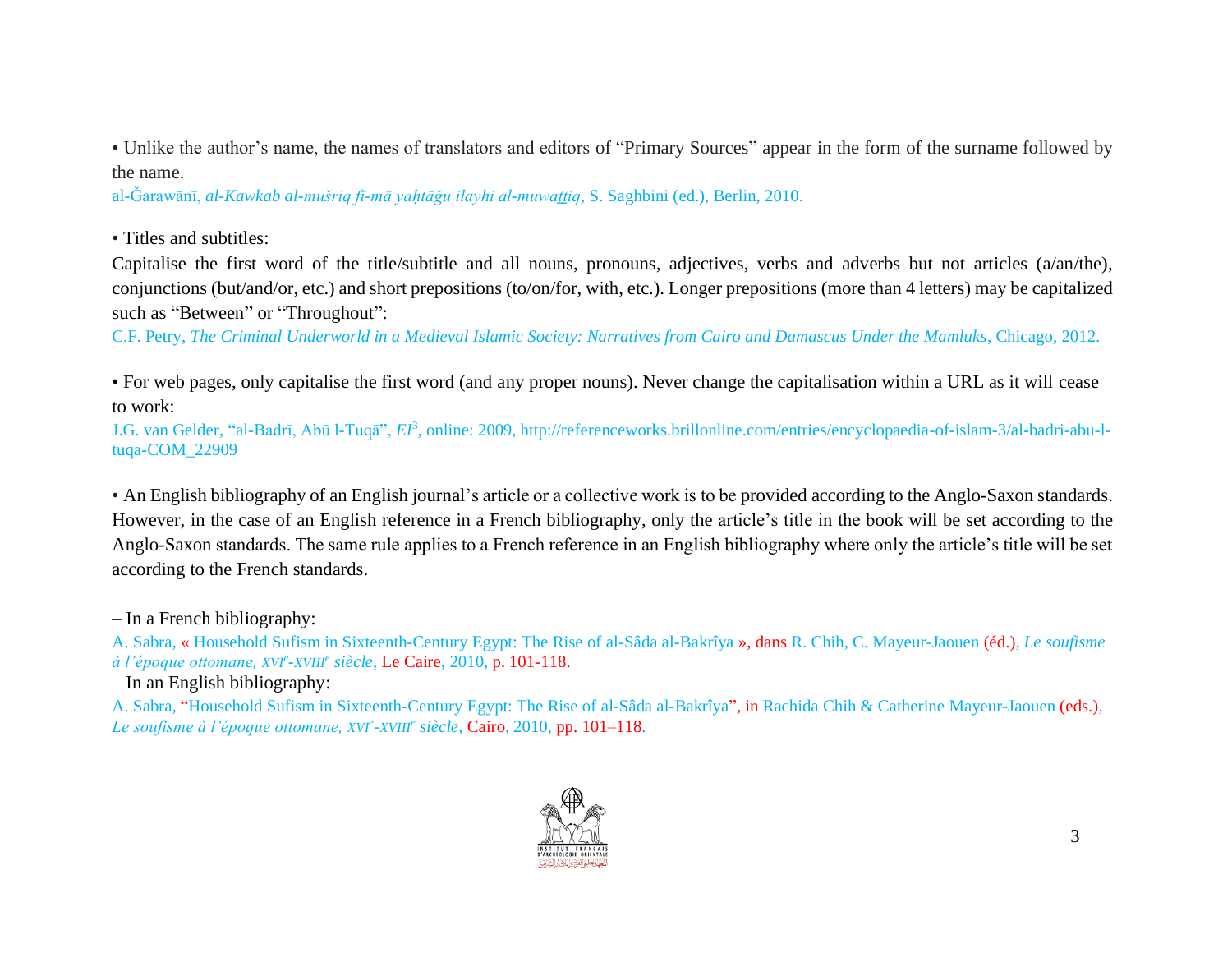• Unlike the author's name, the names of translators and editors of "Primary Sources" appear in the form of the surname followed by the name.

al-Ǧarawānī, *al-Kawkab al-mušriq fī-mā yaḥtāǧu ilayhi al-muwaṯṯiq*, S. Saghbini (ed.), Berlin, 2010.

• Titles and subtitles:

Capitalise the first word of the title/subtitle and all nouns, pronouns, adjectives, verbs and adverbs but not articles (a/an/the), conjunctions (but/and/or, etc.) and short prepositions (to/on/for, with, etc.). Longer prepositions (more than 4 letters) may be capitalized such as "Between" or "Throughout":

C.F. Petry, *The Criminal Underworld in a Medieval Islamic Society: Narratives from Cairo and Damascus Under the Mamluks*, Chicago, 2012.

• For web pages, only capitalise the first word (and any proper nouns). Never change the capitalisation within a URL as it will cease to work:

J.G. van Gelder, "al-Badrī, Abū l-Tuqā", *EI*[3], online: 2009, http://referenceworks.brillonline.com/entries/encyclopaedia-of-islam-3/al-badri-abu-l-tuqa-COM_22909

• An English bibliography of an English journal's article or a collective work is to be provided according to the Anglo-Saxon standards. However, in the case of an English reference in a French bibliography, only the article's title in the book will be set according to the Anglo-Saxon standards. The same rule applies to a French reference in an English bibliography where only the article's title will be set according to the French standards.

– In a French bibliography:

A. Sabra, « Household Sufism in Sixteenth-Century Egypt: The Rise of al-Sâda al-Bakrîya », dans R. Chih, C. Mayeur-Jaouen (éd.), *Le soufisme à l'époque ottomane, XVI*[e]*-XVIII*[e] *siècle*, Le Caire, 2010, p. 101-118.

– In an English bibliography:

A. Sabra, "Household Sufism in Sixteenth-Century Egypt: The Rise of al-Sâda al-Bakrîya", in Rachida Chih & Catherine Mayeur-Jaouen (eds.), *Le soufisme à l'époque ottomane, XVI*[e]*-XVIII*[e] *siècle*, Cairo, 2010, pp. 101–118.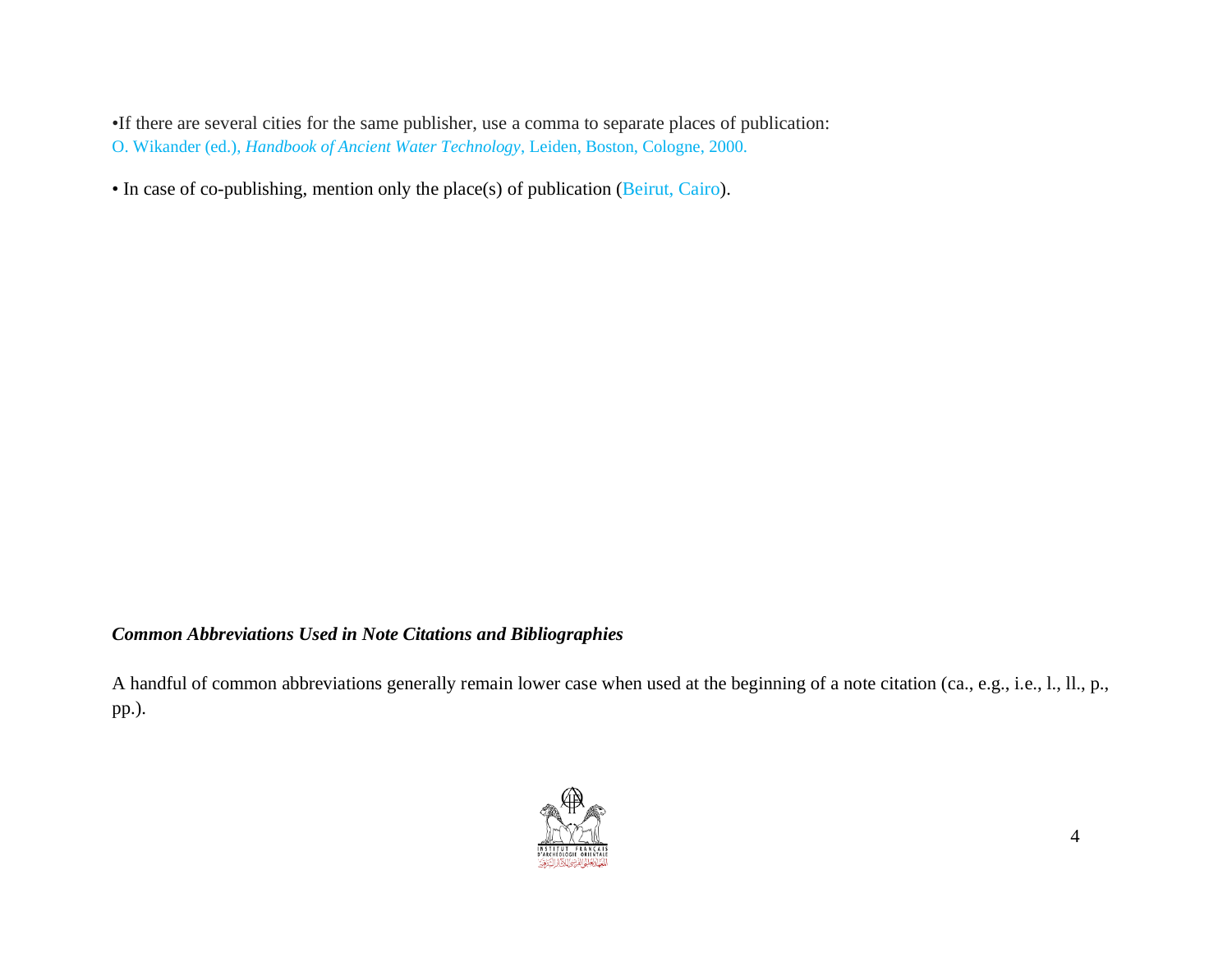•If there are several cities for the same publisher, use a comma to separate places of publication:
O. Wikander (ed.), *Handbook of Ancient Water Technology*, Leiden, Boston, Cologne, 2000.

• In case of co-publishing, mention only the place(s) of publication (Beirut, Cairo).

***Common Abbreviations Used in Note Citations and Bibliographies***

A handful of common abbreviations generally remain lower case when used at the beginning of a note citation (ca., e.g., i.e., l., ll., p., pp.).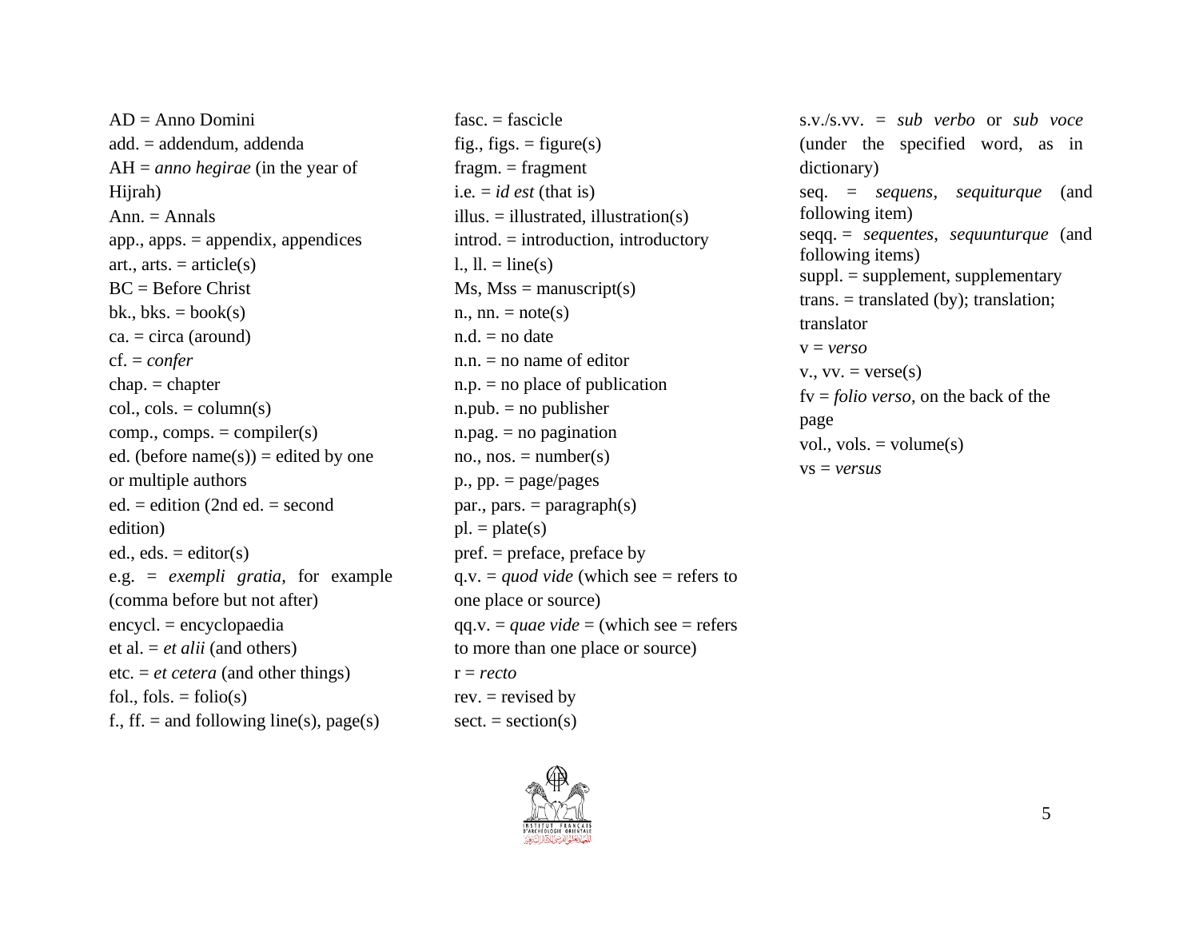AD = Anno Domini
add. = addendum, addenda
AH = *anno hegirae* (in the year of Hijrah)
Ann. = Annals
app., apps. = appendix, appendices
art., arts. = article(s)
BC = Before Christ
bk., bks. = book(s)
ca. = circa (around)
cf. = *confer*
chap. = chapter
col., cols. = column(s)
comp., comps. = compiler(s)
ed. (before name(s)) = edited by one or multiple authors
ed. = edition (2nd ed. = second edition)
ed., eds. = editor(s)
e.g. = *exempli gratia*, for example (comma before but not after)
encycl. = encyclopaedia
et al. = *et alii* (and others)
etc. = *et cetera* (and other things)
fol., fols. = folio(s)
f., ff. = and following line(s), page(s)
fasc. = fascicle
fig., figs. = figure(s)
fragm. = fragment
i.e. = *id est* (that is)
illus. = illustrated, illustration(s)
introd. = introduction, introductory
l., ll. = line(s)
Ms, Mss = manuscript(s)
n., nn. = note(s)
n.d. = no date
n.n. = no name of editor
n.p. = no place of publication
n.pub. = no publisher
n.pag. = no pagination
no., nos. = number(s)
p., pp. = page/pages
par., pars. = paragraph(s)
pl. = plate(s)
pref. = preface, preface by
q.v. = *quod vide* (which see = refers to one place or source)
qq.v. = *quae vide* = (which see = refers to more than one place or source)
r = *recto*
rev. = revised by
sect. = section(s)
s.v./s.vv. = *sub verbo* or *sub voce* (under the specified word, as in dictionary)
seq. = *sequens*, *sequiturque* (and following item)
seqq. = *sequentes*, *sequunturque* (and following items)
suppl. = supplement, supplementary
trans. = translated (by); translation; translator
v = *verso*
v., vv. = verse(s)
fv = *folio verso*, on the back of the page
vol., vols. = volume(s)
vs = *versus*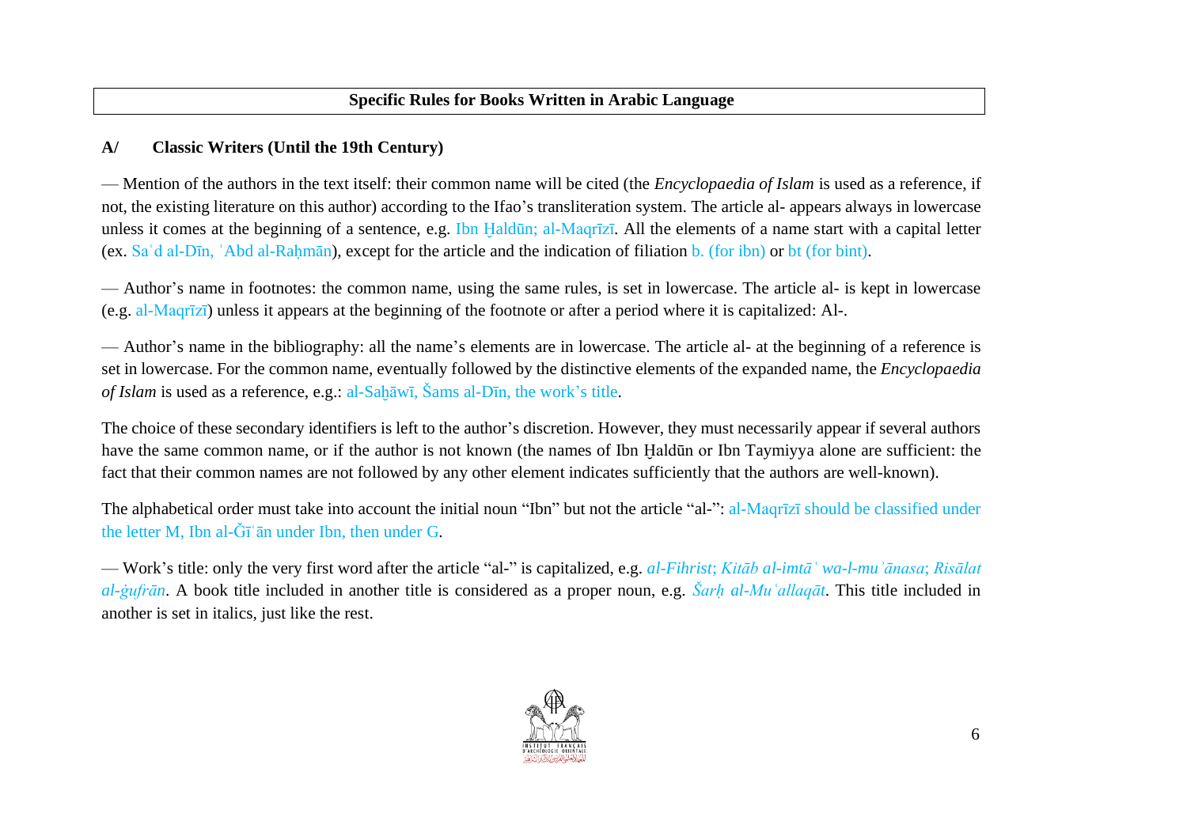## Specific Rules for Books Written in Arabic Language

### A/ Classic Writers (Until the 19th Century)

— Mention of the authors in the text itself: their common name will be cited (the *Encyclopaedia of Islam* is used as a reference, if not, the existing literature on this author) according to the Ifao's transliteration system. The article al- appears always in lowercase unless it comes at the beginning of a sentence, e.g. Ibn Ḫaldūn; al-Maqrīzī. All the elements of a name start with a capital letter (ex. Saʿd al-Dīn, ʿAbd al-Raḥmān), except for the article and the indication of filiation b. (for ibn) or bt (for bint).

— Author's name in footnotes: the common name, using the same rules, is set in lowercase. The article al- is kept in lowercase (e.g. al-Maqrīzī) unless it appears at the beginning of the footnote or after a period where it is capitalized: Al-.

— Author's name in the bibliography: all the name's elements are in lowercase. The article al- at the beginning of a reference is set in lowercase. For the common name, eventually followed by the distinctive elements of the expanded name, the *Encyclopaedia of Islam* is used as a reference, e.g.: al-Saḫāwī, Šams al-Dīn, the work's title.

The choice of these secondary identifiers is left to the author's discretion. However, they must necessarily appear if several authors have the same common name, or if the author is not known (the names of Ibn Ḫaldūn or Ibn Taymiyya alone are sufficient: the fact that their common names are not followed by any other element indicates sufficiently that the authors are well-known).

The alphabetical order must take into account the initial noun "Ibn" but not the article "al-": al-Maqrīzī should be classified under the letter M, Ibn al-Ǧīʿān under Ibn, then under G.

— Work's title: only the very first word after the article "al-" is capitalized, e.g. *al-Fihrist*; *Kitāb al-imtāʿ wa-l-muʾānasa*; *Risālat al-ġufrān*. A book title included in another title is considered as a proper noun, e.g. *Šarḥ al-Muʿallaqāt*. This title included in another is set in italics, just like the rest.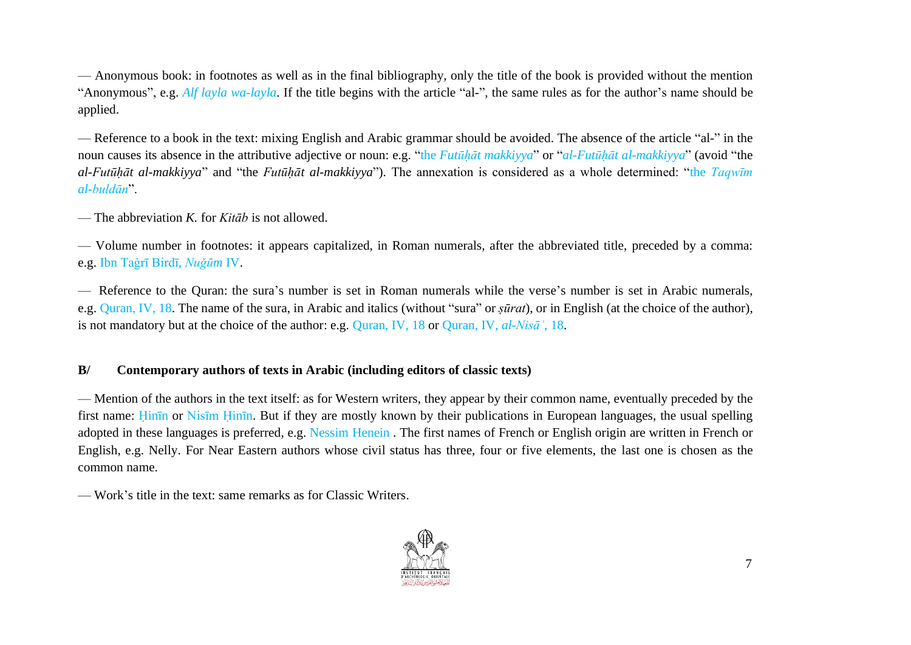— Anonymous book: in footnotes as well as in the final bibliography, only the title of the book is provided without the mention "Anonymous", e.g. *Alf layla wa-layla*. If the title begins with the article "al-", the same rules as for the author's name should be applied.

— Reference to a book in the text: mixing English and Arabic grammar should be avoided. The absence of the article "al-" in the noun causes its absence in the attributive adjective or noun: e.g. "the *Futūḥāt makkiyya*" or "*al-Futūḥāt al-makkiyya*" (avoid "the *al-Futūḥāt al-makkiyya*" and "the *Futūḥāt al-makkiyya*"). The annexation is considered as a whole determined: "the *Taqwīm al-buldān*".

— The abbreviation *K.* for *Kitāb* is not allowed.

— Volume number in footnotes: it appears capitalized, in Roman numerals, after the abbreviated title, preceded by a comma: e.g. Ibn Taġrī Birdī, *Nuǧūm* IV.

— Reference to the Quran: the sura's number is set in Roman numerals while the verse's number is set in Arabic numerals, e.g. Quran, IV, 18. The name of the sura, in Arabic and italics (without "sura" or *ṣūrat*), or in English (at the choice of the author), is not mandatory but at the choice of the author: e.g. Quran, IV, 18 or Quran, IV, *al-Nisāʾ*, 18.

**B/ Contemporary authors of texts in Arabic (including editors of classic texts)**

— Mention of the authors in the text itself: as for Western writers, they appear by their common name, eventually preceded by the first name: Ḥinīn or Nisīm Ḥinīn. But if they are mostly known by their publications in European languages, the usual spelling adopted in these languages is preferred, e.g. Nessim Henein . The first names of French or English origin are written in French or English, e.g. Nelly. For Near Eastern authors whose civil status has three, four or five elements, the last one is chosen as the common name.

— Work's title in the text: same remarks as for Classic Writers.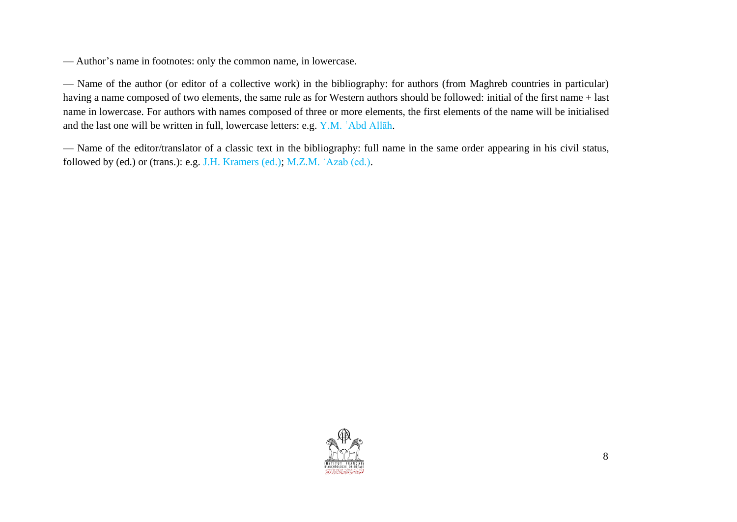— Author's name in footnotes: only the common name, in lowercase.

— Name of the author (or editor of a collective work) in the bibliography: for authors (from Maghreb countries in particular) having a name composed of two elements, the same rule as for Western authors should be followed: initial of the first name + last name in lowercase. For authors with names composed of three or more elements, the first elements of the name will be initialised and the last one will be written in full, lowercase letters: e.g. Y.M. ʿAbd Allāh.

— Name of the editor/translator of a classic text in the bibliography: full name in the same order appearing in his civil status, followed by (ed.) or (trans.): e.g. J.H. Kramers (ed.); M.Z.M. ʿAzab (ed.).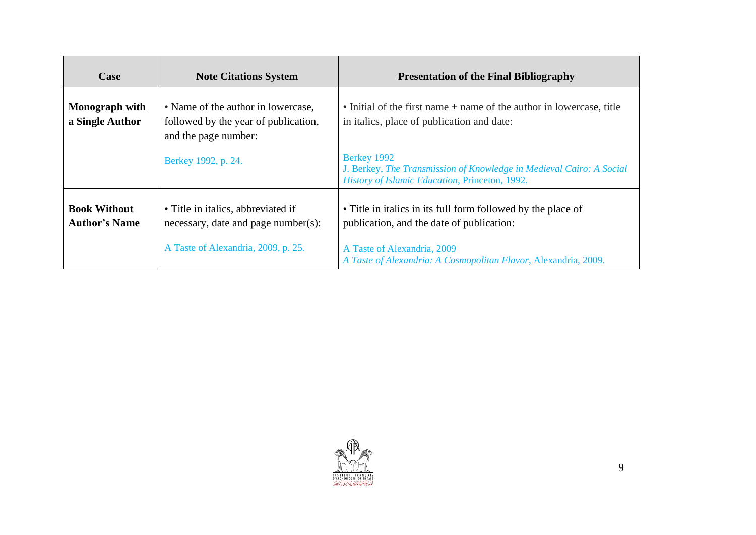| Case | Note Citations System | Presentation of the Final Bibliography |
|---|---|---|
| **Monograph with a Single Author** | • Name of the author in lowercase, followed by the year of publication, and the page number:<br><br>Berkey 1992, p. 24. | • Initial of the first name + name of the author in lowercase, title in italics, place of publication and date:<br><br>Berkey 1992<br>J. Berkey, *The Transmission of Knowledge in Medieval Cairo: A Social History of Islamic Education*, Princeton, 1992. |
| **Book Without Author's Name** | • Title in italics, abbreviated if necessary, date and page number(s):<br><br>A Taste of Alexandria, 2009, p. 25. | • Title in italics in its full form followed by the place of publication, and the date of publication:<br><br>A Taste of Alexandria, 2009<br>*A Taste of Alexandria: A Cosmopolitan Flavor*, Alexandria, 2009. |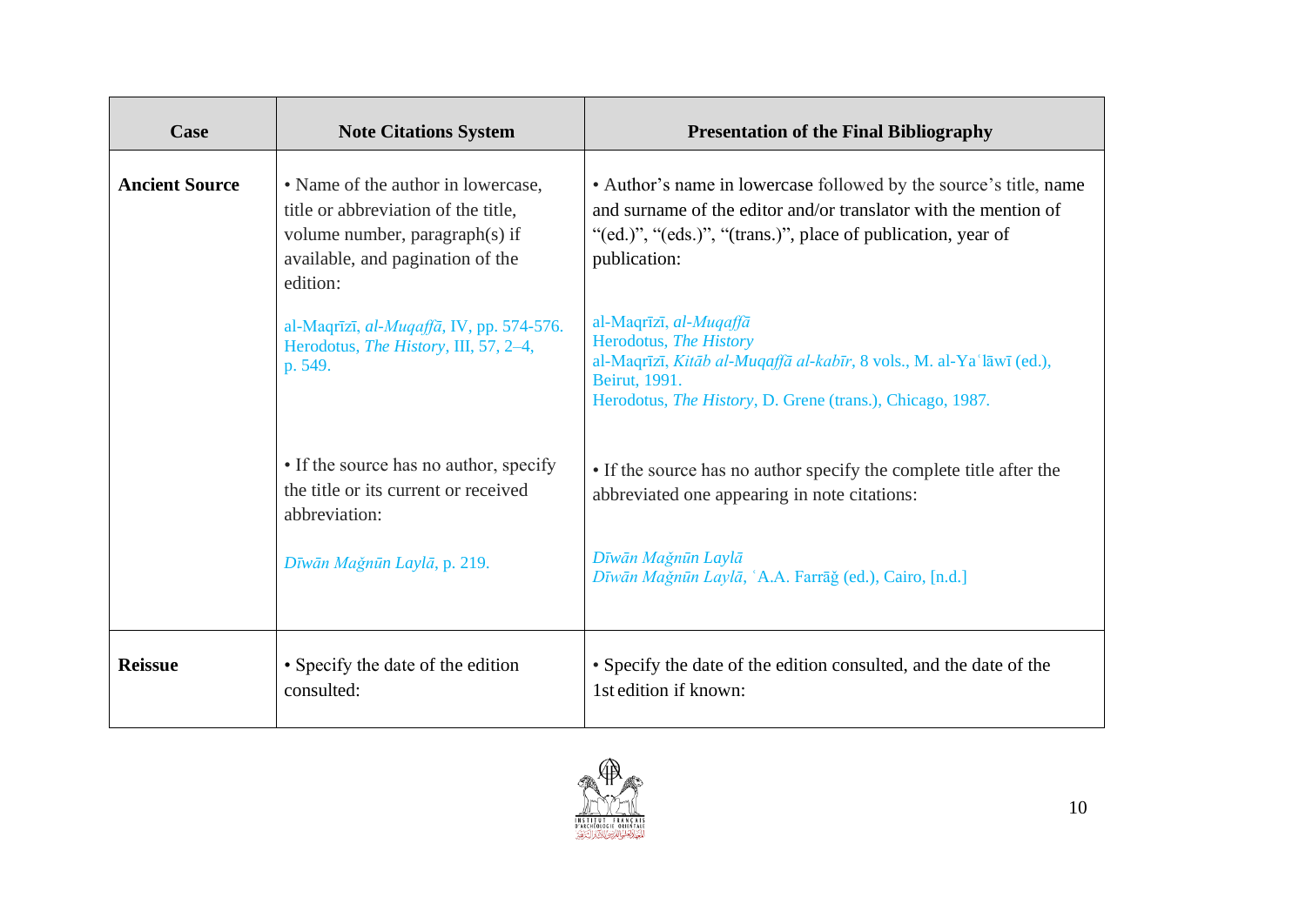| Case | Note Citations System | Presentation of the Final Bibliography |
|---|---|---|
| **Ancient Source** | • Name of the author in lowercase, title or abbreviation of the title, volume number, paragraph(s) if available, and pagination of the edition:<br><br>al-Maqrīzī, *al-Muqaffā*, IV, pp. 574-576.<br>Herodotus, *The History*, III, 57, 2–4, p. 549. | • Author's name in lowercase followed by the source's title, name and surname of the editor and/or translator with the mention of "(ed.)", "(eds.)", "(trans.)", place of publication, year of publication:<br><br>al-Maqrīzī, *al-Muqaffā*<br>Herodotus, *The History*<br>al-Maqrīzī, *Kitāb al-Muqaffā al-kabīr*, 8 vols., M. al-Yaʿlāwī (ed.), Beirut, 1991.<br>Herodotus, *The History*, D. Grene (trans.), Chicago, 1987. |
| | • If the source has no author, specify the title or its current or received abbreviation:<br><br>*Dīwān Mağnūn Laylā*, p. 219. | • If the source has no author specify the complete title after the abbreviated one appearing in note citations:<br><br>*Dīwān Mağnūn Laylā*<br>*Dīwān Mağnūn Laylā*, ʿA.A. Farrāğ (ed.), Cairo, [n.d.] |
| **Reissue** | • Specify the date of the edition consulted: | • Specify the date of the edition consulted, and the date of the 1st edition if known: |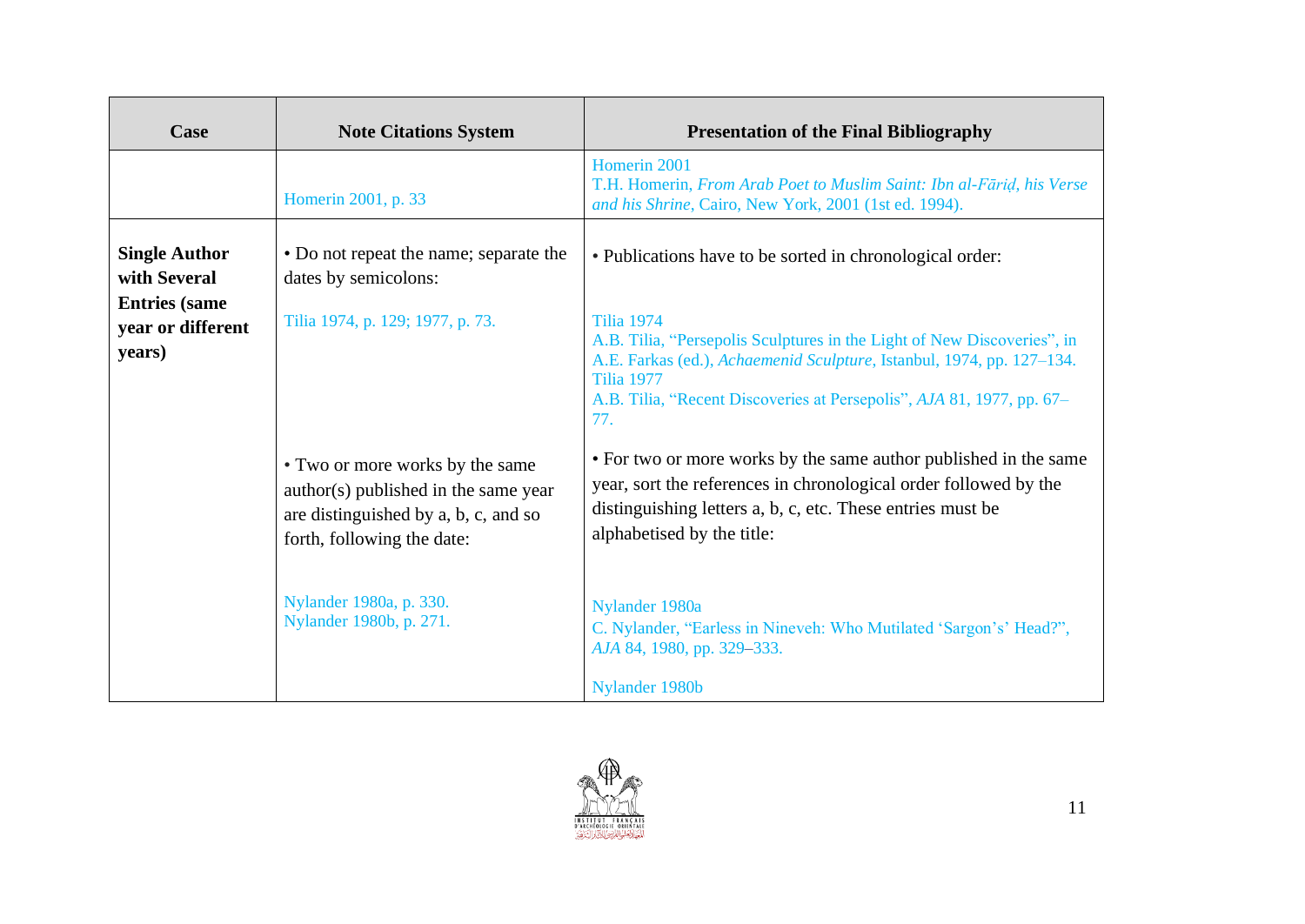| Case | Note Citations System | Presentation of the Final Bibliography |
|---|---|---|
| | Homerin 2001, p. 33 | Homerin 2001<br>T.H. Homerin, *From Arab Poet to Muslim Saint: Ibn al-Fāriḍ, his Verse and his Shrine*, Cairo, New York, 2001 (1st ed. 1994). |
| **Single Author with Several Entries (same year or different years)** | • Do not repeat the name; separate the dates by semicolons:<br><br>Tilia 1974, p. 129; 1977, p. 73.<br><br>• Two or more works by the same author(s) published in the same year are distinguished by a, b, c, and so forth, following the date:<br><br>Nylander 1980a, p. 330.<br>Nylander 1980b, p. 271. | • Publications have to be sorted in chronological order:<br><br>Tilia 1974<br>A.B. Tilia, "Persepolis Sculptures in the Light of New Discoveries", in A.E. Farkas (ed.), *Achaemenid Sculpture*, Istanbul, 1974, pp. 127–134.<br>Tilia 1977<br>A.B. Tilia, "Recent Discoveries at Persepolis", *AJA* 81, 1977, pp. 67–77.<br><br>• For two or more works by the same author published in the same year, sort the references in chronological order followed by the distinguishing letters a, b, c, etc. These entries must be alphabetised by the title:<br><br>Nylander 1980a<br>C. Nylander, "Earless in Nineveh: Who Mutilated 'Sargon's' Head?", *AJA* 84, 1980, pp. 329–333.<br><br>Nylander 1980b |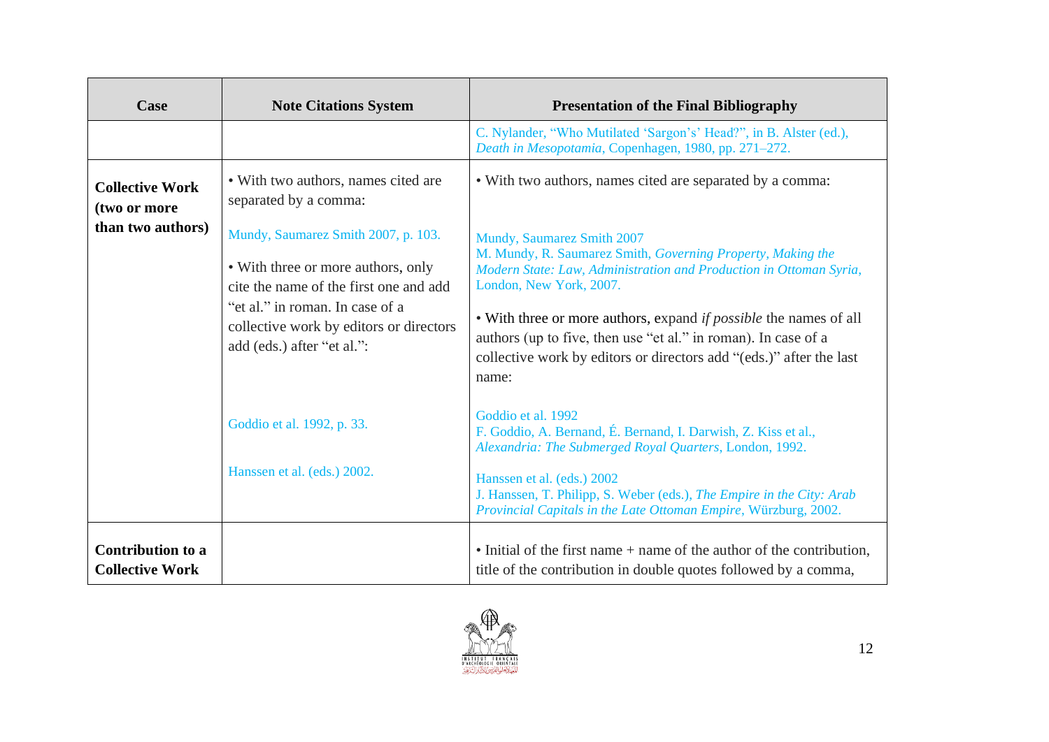| Case | Note Citations System | Presentation of the Final Bibliography |
| --- | --- | --- |
| | | C. Nylander, "Who Mutilated 'Sargon's' Head?", in B. Alster (ed.), *Death in Mesopotamia*, Copenhagen, 1980, pp. 271–272. |
| **Collective Work (two or more than two authors)** | • With two authors, names cited are separated by a comma:<br><br>Mundy, Saumarez Smith 2007, p. 103.<br><br>• With three or more authors, only cite the name of the first one and add "et al." in roman. In case of a collective work by editors or directors add (eds.) after "et al.":<br><br>Goddio et al. 1992, p. 33.<br><br>Hanssen et al. (eds.) 2002. | • With two authors, names cited are separated by a comma:<br><br>Mundy, Saumarez Smith 2007<br>M. Mundy, R. Saumarez Smith, *Governing Property, Making the Modern State: Law, Administration and Production in Ottoman Syria*, London, New York, 2007.<br><br>• With three or more authors, expand *if possible* the names of all authors (up to five, then use "et al." in roman). In case of a collective work by editors or directors add "(eds.)" after the last name:<br><br>Goddio et al. 1992<br>F. Goddio, A. Bernand, É. Bernand, I. Darwish, Z. Kiss et al., *Alexandria: The Submerged Royal Quarters*, London, 1992.<br><br>Hanssen et al. (eds.) 2002<br>J. Hanssen, T. Philipp, S. Weber (eds.), *The Empire in the City: Arab Provincial Capitals in the Late Ottoman Empire*, Würzburg, 2002. |
| **Contribution to a Collective Work** | | • Initial of the first name + name of the author of the contribution, title of the contribution in double quotes followed by a comma, |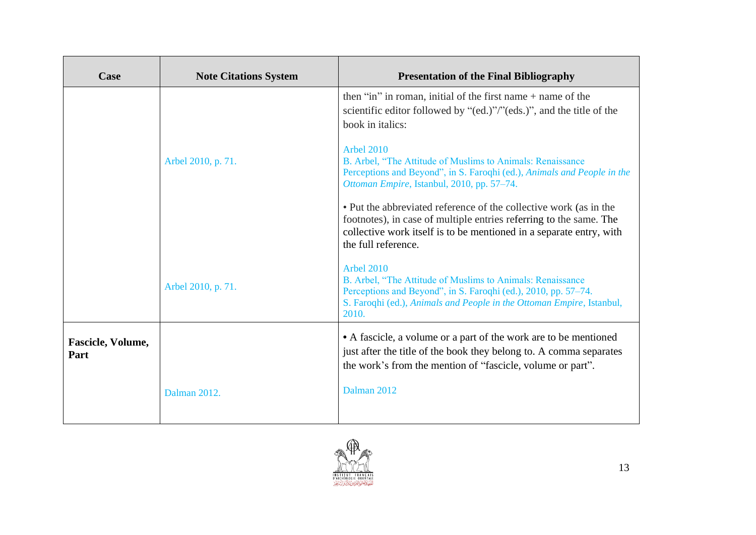| Case | Note Citations System | Presentation of the Final Bibliography |
|---|---|---|
| | Arbel 2010, p. 71. | then "in" in roman, initial of the first name + name of the scientific editor followed by "(ed.)"/"(eds.)", and the title of the book in italics:<br><br>Arbel 2010<br>B. Arbel, "The Attitude of Muslims to Animals: Renaissance Perceptions and Beyond", in S. Faroqhi (ed.), *Animals and People in the Ottoman Empire*, Istanbul, 2010, pp. 57–74. |
| | Arbel 2010, p. 71. | • Put the abbreviated reference of the collective work (as in the footnotes), in case of multiple entries referring to the same. The collective work itself is to be mentioned in a separate entry, with the full reference.<br><br>Arbel 2010<br>B. Arbel, "The Attitude of Muslims to Animals: Renaissance Perceptions and Beyond", in S. Faroqhi (ed.), 2010, pp. 57–74.<br>S. Faroqhi (ed.), *Animals and People in the Ottoman Empire*, Istanbul, 2010. |
| **Fascicle, Volume, Part** | Dalman 2012. | • A fascicle, a volume or a part of the work are to be mentioned just after the title of the book they belong to. A comma separates the work's from the mention of "fascicle, volume or part".<br><br>Dalman 2012 |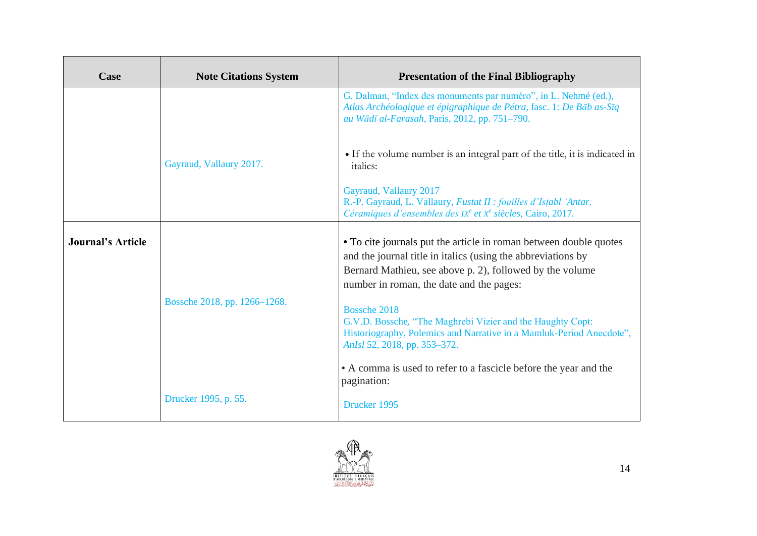| Case | Note Citations System | Presentation of the Final Bibliography |
|---|---|---|
| | | G. Dalman, “Index des monuments par numéro”, in L. Nehmé (ed.), *Atlas Archéologique et épigraphique de Pétra*, fasc. 1: *De Bāb as-Sīq au Wādī al-Farasah*, Paris, 2012, pp. 751–790. |
| | Gayraud, Vallaury 2017. | • If the volume number is an integral part of the title, it is indicated in italics:<br><br>Gayraud, Vallaury 2017<br>R.-P. Gayraud, L. Vallaury, *Fustat II : fouilles d’Isṭabl ʿAntar. Céramiques d’ensembles des* IX*ᵉ et* X*ᵉ siècles*, Cairo, 2017. |
| **Journal’s Article** | Bossche 2018, pp. 1266–1268. | • To cite journals put the article in roman between double quotes and the journal title in italics (using the abbreviations by Bernard Mathieu, see above p. 2), followed by the volume number in roman, the date and the pages:<br><br>Bossche 2018<br>G.V.D. Bossche, “The Maghrebi Vizier and the Haughty Copt: Historiography, Polemics and Narrative in a Mamluk-Period Anecdote”, *AnIsl* 52, 2018, pp. 353–372. |
| | Drucker 1995, p. 55. | • A comma is used to refer to a fascicle before the year and the pagination:<br><br>Drucker 1995 |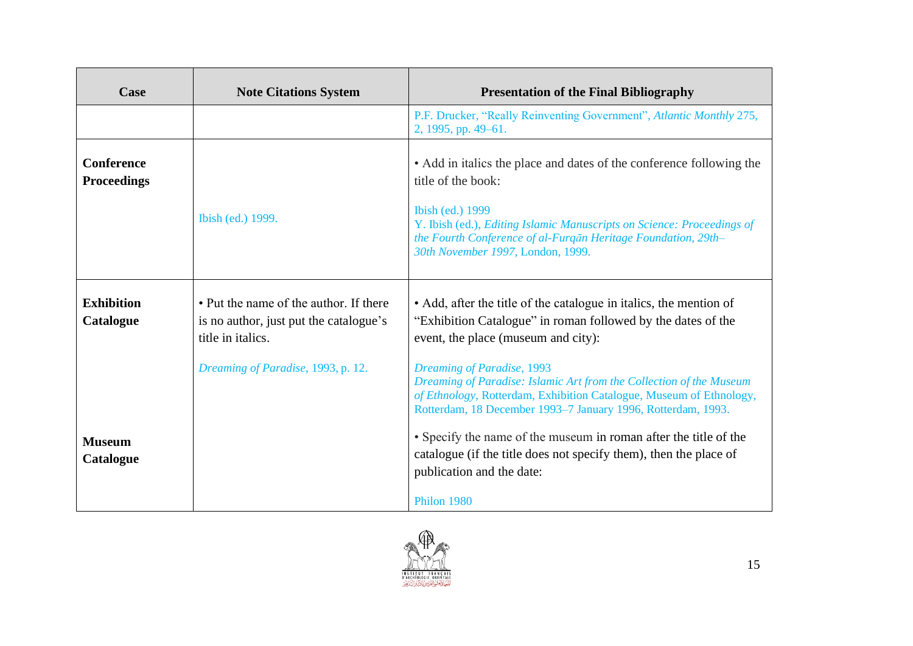| Case | Note Citations System | Presentation of the Final Bibliography |
|---|---|---|
| | | P.F. Drucker, "Really Reinventing Government", *Atlantic Monthly* 275, 2, 1995, pp. 49–61. |
| **Conference Proceedings** | Ibish (ed.) 1999. | • Add in italics the place and dates of the conference following the title of the book:<br><br>Ibish (ed.) 1999<br>Y. Ibish (ed.), *Editing Islamic Manuscripts on Science: Proceedings of the Fourth Conference of al-Furqān Heritage Foundation, 29th–30th November 1997*, London, 1999. |
| **Exhibition Catalogue**<br><br><br><br><br>**Museum Catalogue** | • Put the name of the author. If there is no author, just put the catalogue's title in italics.<br><br>*Dreaming of Paradise*, 1993, p. 12. | • Add, after the title of the catalogue in italics, the mention of "Exhibition Catalogue" in roman followed by the dates of the event, the place (museum and city):<br><br>*Dreaming of Paradise*, 1993<br>*Dreaming of Paradise: Islamic Art from the Collection of the Museum of Ethnology*, Rotterdam, Exhibition Catalogue, Museum of Ethnology, Rotterdam, 18 December 1993–7 January 1996, Rotterdam, 1993.<br><br>• Specify the name of the museum in roman after the title of the catalogue (if the title does not specify them), then the place of publication and the date:<br><br>Philon 1980 |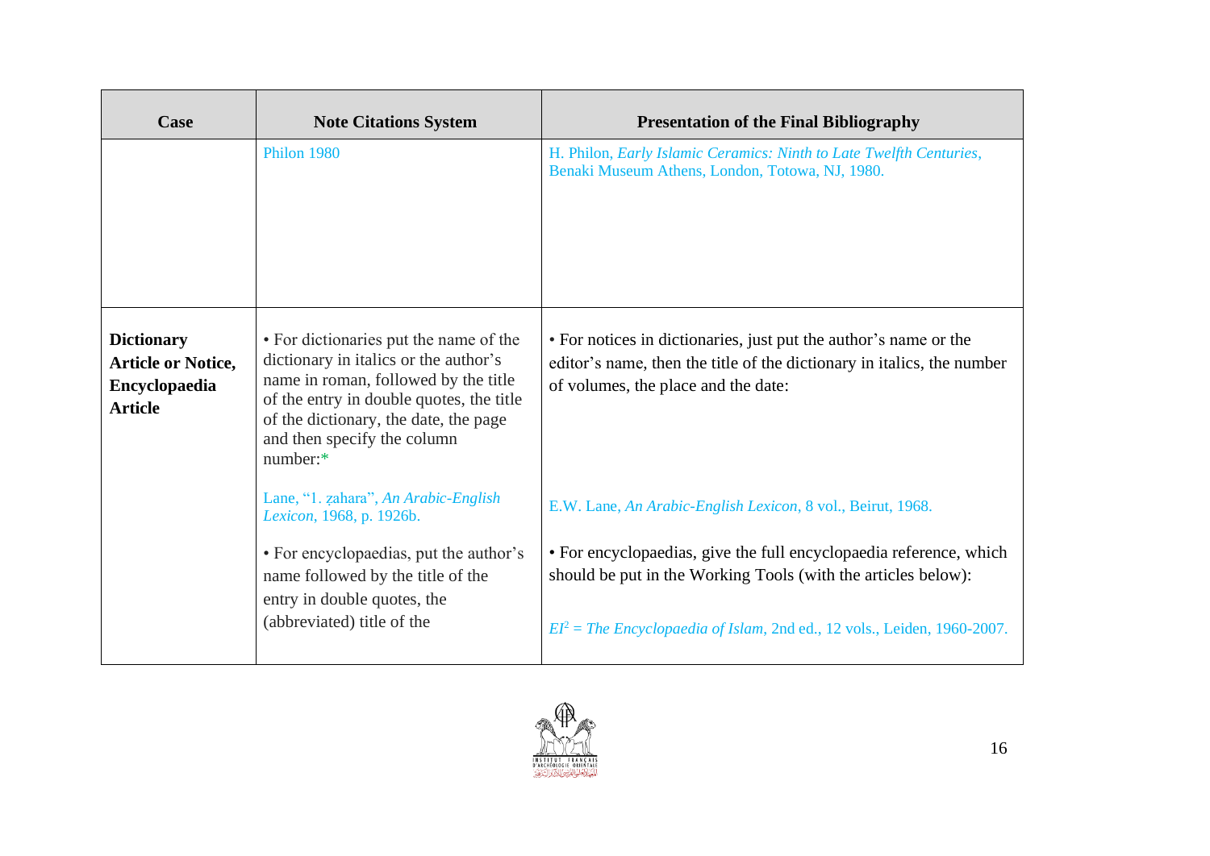| Case | Note Citations System | Presentation of the Final Bibliography |
|---|---|---|
| | Philon 1980 | H. Philon, *Early Islamic Ceramics: Ninth to Late Twelfth Centuries*, Benaki Museum Athens, London, Totowa, NJ, 1980. |
| **Dictionary Article or Notice, Encyclopaedia Article** | • For dictionaries put the name of the dictionary in italics or the author's name in roman, followed by the title of the entry in double quotes, the title of the dictionary, the date, the page and then specify the column number:* <br><br> Lane, "1. ẓahara", *An Arabic-English Lexicon*, 1968, p. 1926b. <br><br> • For encyclopaedias, put the author's name followed by the title of the entry in double quotes, the (abbreviated) title of the | • For notices in dictionaries, just put the author's name or the editor's name, then the title of the dictionary in italics, the number of volumes, the place and the date: <br><br> E.W. Lane, *An Arabic-English Lexicon*, 8 vol., Beirut, 1968. <br><br> • For encyclopaedias, give the full encyclopaedia reference, which should be put in the Working Tools (with the articles below): <br><br> *EI*[2] = *The Encyclopaedia of Islam*, 2nd ed., 12 vols., Leiden, 1960-2007. |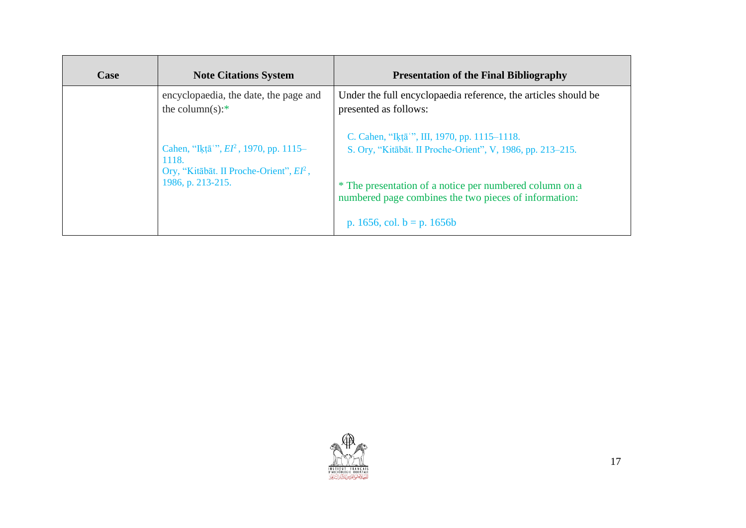| Case | Note Citations System | Presentation of the Final Bibliography |
|---|---|---|
| | encyclopaedia, the date, the page and the column(s):* <br><br> Cahen, "Iḳṭāʿ", *EI*[2], 1970, pp. 1115–1118. <br> Ory, "Kitābāt. II Proche-Orient", *EI*[2], 1986, p. 213-215. | Under the full encyclopaedia reference, the articles should be presented as follows: <br><br> C. Cahen, "Iḳṭāʿ", III, 1970, pp. 1115–1118. <br> S. Ory, "Kitābāt. II Proche-Orient", V, 1986, pp. 213–215. <br><br> * The presentation of a notice per numbered column on a numbered page combines the two pieces of information: <br><br> p. 1656, col. b = p. 1656b |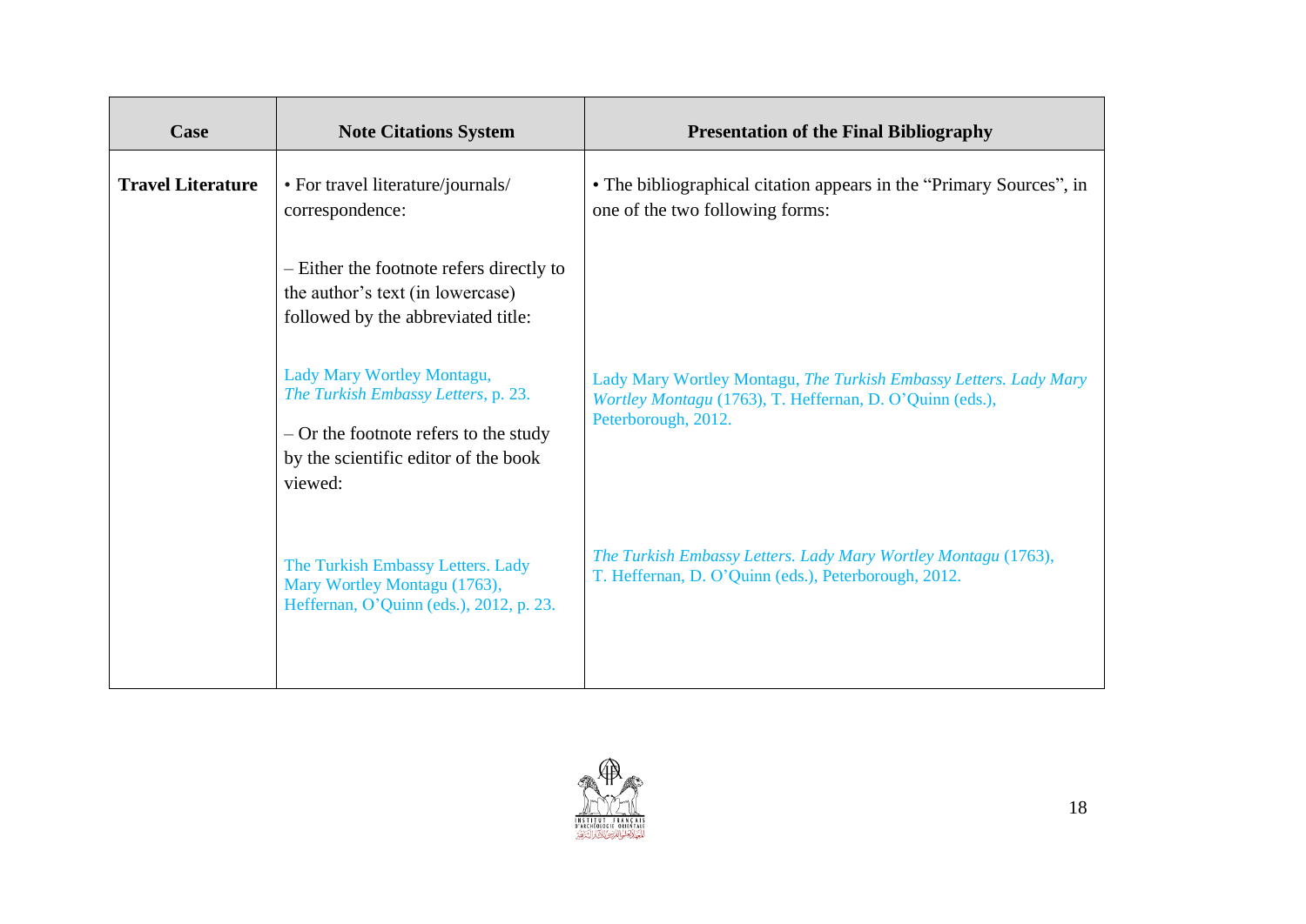| Case | Note Citations System | Presentation of the Final Bibliography |
|---|---|---|
| **Travel Literature** | • For travel literature/journals/ correspondence:<br><br>– Either the footnote refers directly to the author's text (in lowercase) followed by the abbreviated title:<br><br>Lady Mary Wortley Montagu, *The Turkish Embassy Letters*, p. 23.<br><br>– Or the footnote refers to the study by the scientific editor of the book viewed:<br><br>The Turkish Embassy Letters. Lady Mary Wortley Montagu (1763), Heffernan, O'Quinn (eds.), 2012, p. 23. | • The bibliographical citation appears in the "Primary Sources", in one of the two following forms:<br><br>Lady Mary Wortley Montagu, *The Turkish Embassy Letters. Lady Mary Wortley Montagu* (1763), T. Heffernan, D. O'Quinn (eds.), Peterborough, 2012.<br><br>*The Turkish Embassy Letters. Lady Mary Wortley Montagu* (1763), T. Heffernan, D. O'Quinn (eds.), Peterborough, 2012. |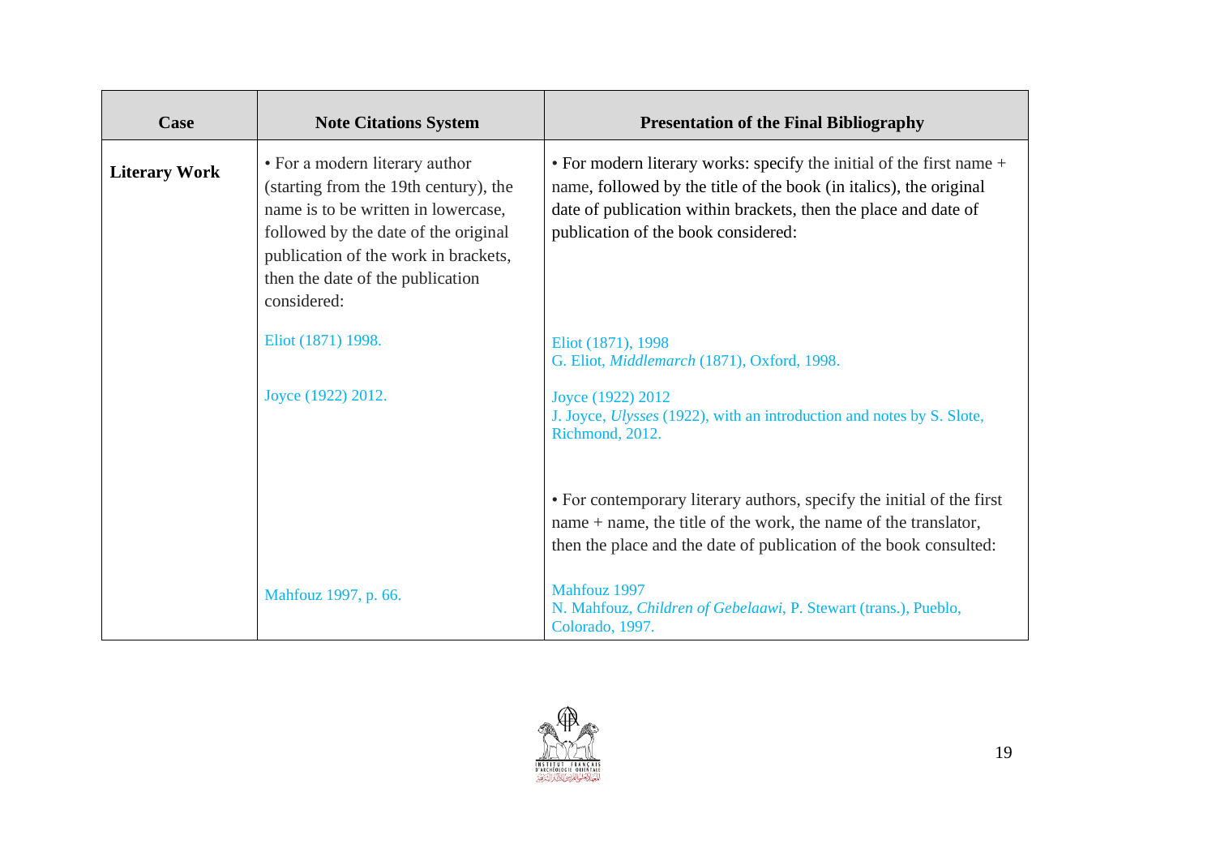| Case | Note Citations System | Presentation of the Final Bibliography |
|---|---|---|
| **Literary Work** | • For a modern literary author (starting from the 19th century), the name is to be written in lowercase, followed by the date of the original publication of the work in brackets, then the date of the publication considered: | • For modern literary works: specify the initial of the first name + name, followed by the title of the book (in italics), the original date of publication within brackets, then the place and date of publication of the book considered: |
| | Eliot (1871) 1998. | Eliot (1871), 1998<br>G. Eliot, *Middlemarch* (1871), Oxford, 1998. |
| | Joyce (1922) 2012. | Joyce (1922) 2012<br>J. Joyce, *Ulysses* (1922), with an introduction and notes by S. Slote, Richmond, 2012. |
| | | • For contemporary literary authors, specify the initial of the first name + name, the title of the work, the name of the translator, then the place and the date of publication of the book consulted: |
| | Mahfouz 1997, p. 66. | Mahfouz 1997<br>N. Mahfouz, *Children of Gebelaawi*, P. Stewart (trans.), Pueblo, Colorado, 1997. |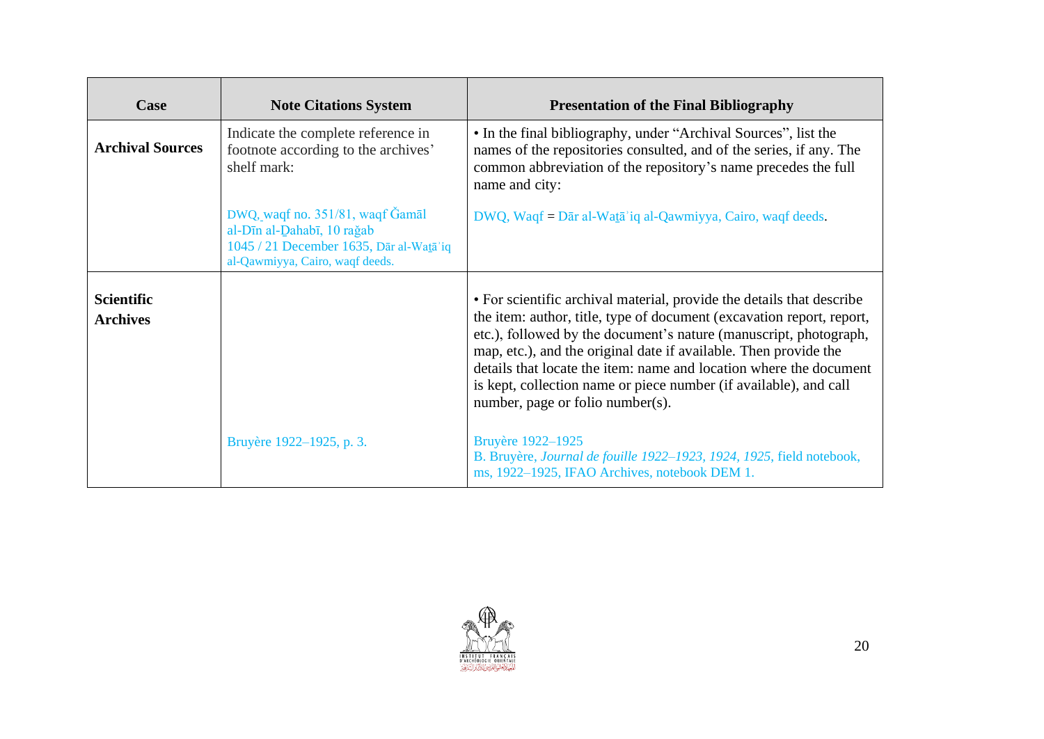| Case | Note Citations System | Presentation of the Final Bibliography |
|---|---|---|
| **Archival Sources** | Indicate the complete reference in footnote according to the archives' shelf mark:<br><br>DWQ, waqf no. 351/81, waqf Ǧamāl al-Dīn al-Ḏahabī, 10 raǧab 1045 / 21 December 1635, Dār al-Waṯāʾiq al-Qawmiyya, Cairo, waqf deeds. | • In the final bibliography, under "Archival Sources", list the names of the repositories consulted, and of the series, if any. The common abbreviation of the repository's name precedes the full name and city:<br><br>DWQ, Waqf = Dār al-Waṯāʾiq al-Qawmiyya, Cairo, waqf deeds. |
| **Scientific Archives** | <br><br><br><br><br><br><br>Bruyère 1922–1925, p. 3. | • For scientific archival material, provide the details that describe the item: author, title, type of document (excavation report, report, etc.), followed by the document's nature (manuscript, photograph, map, etc.), and the original date if available. Then provide the details that locate the item: name and location where the document is kept, collection name or piece number (if available), and call number, page or folio number(s).<br><br>Bruyère 1922–1925<br>B. Bruyère, *Journal de fouille 1922–1923, 1924, 1925*, field notebook, ms, 1922–1925, IFAO Archives, notebook DEM 1. |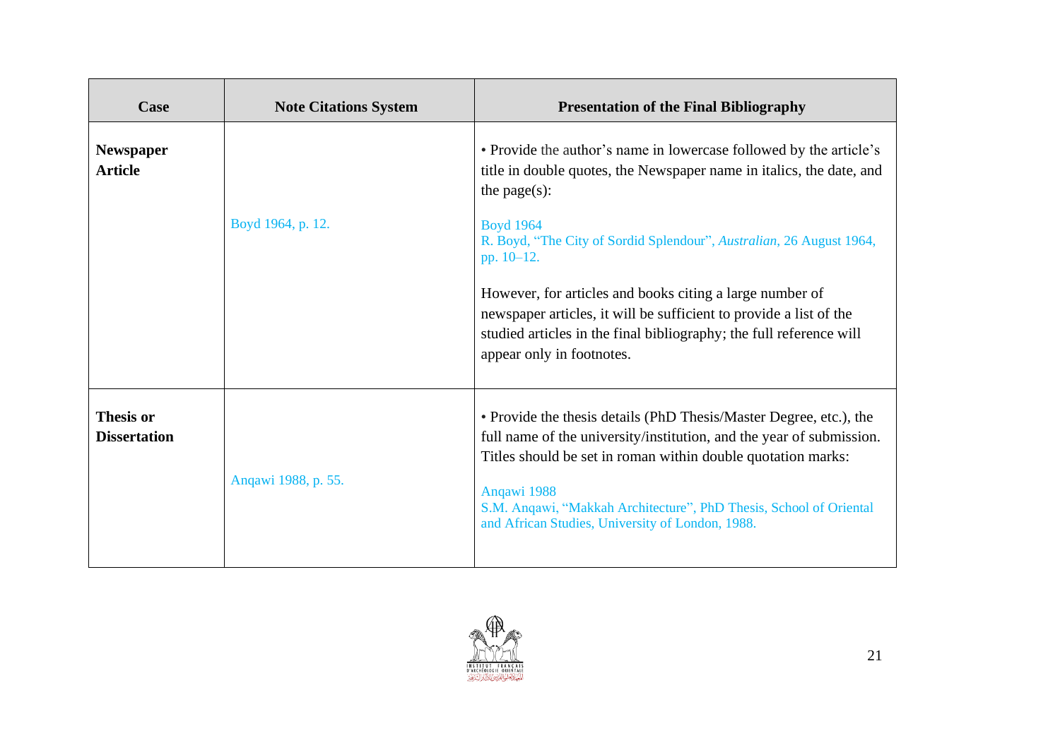| Case | Note Citations System | Presentation of the Final Bibliography |
|---|---|---|
| **Newspaper Article** | Boyd 1964, p. 12. | • Provide the author's name in lowercase followed by the article's title in double quotes, the Newspaper name in italics, the date, and the page(s):<br><br>Boyd 1964<br>R. Boyd, "The City of Sordid Splendour", *Australian*, 26 August 1964, pp. 10–12.<br><br>However, for articles and books citing a large number of newspaper articles, it will be sufficient to provide a list of the studied articles in the final bibliography; the full reference will appear only in footnotes. |
| **Thesis or Dissertation** | Anqawi 1988, p. 55. | • Provide the thesis details (PhD Thesis/Master Degree, etc.), the full name of the university/institution, and the year of submission. Titles should be set in roman within double quotation marks:<br><br>Anqawi 1988<br>S.M. Anqawi, "Makkah Architecture", PhD Thesis, School of Oriental and African Studies, University of London, 1988. |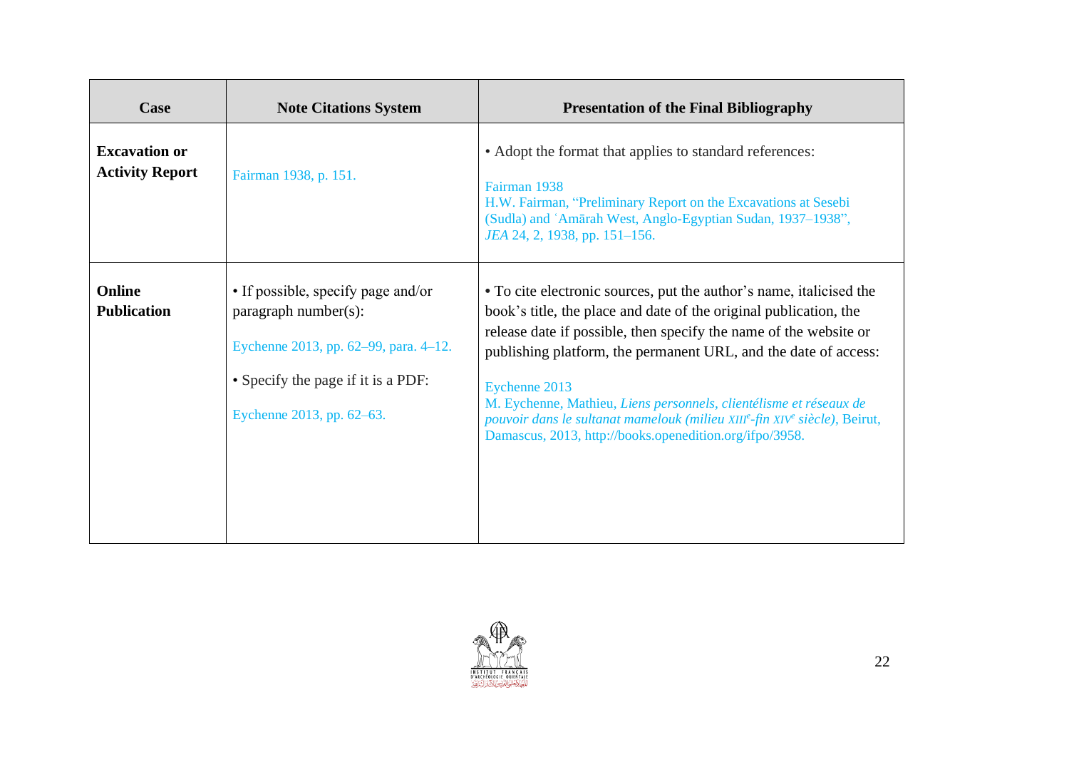| Case | Note Citations System | Presentation of the Final Bibliography |
| --- | --- | --- |
| **Excavation or Activity Report** | Fairman 1938, p. 151. | • Adopt the format that applies to standard references:<br><br>Fairman 1938<br>H.W. Fairman, "Preliminary Report on the Excavations at Sesebi (Sudla) and ʿAmārah West, Anglo-Egyptian Sudan, 1937–1938", *JEA* 24, 2, 1938, pp. 151–156. |
| **Online Publication** | • If possible, specify page and/or paragraph number(s):<br><br>Eychenne 2013, pp. 62–99, para. 4–12.<br><br>• Specify the page if it is a PDF:<br><br>Eychenne 2013, pp. 62–63. | • To cite electronic sources, put the author's name, italicised the book's title, the place and date of the original publication, the release date if possible, then specify the name of the website or publishing platform, the permanent URL, and the date of access:<br><br>Eychenne 2013<br>M. Eychenne, Mathieu, *Liens personnels, clientélisme et réseaux de pouvoir dans le sultanat mamelouk (milieu XIIIe-fin XIVe siècle)*, Beirut, Damascus, 2013, http://books.openedition.org/ifpo/3958. |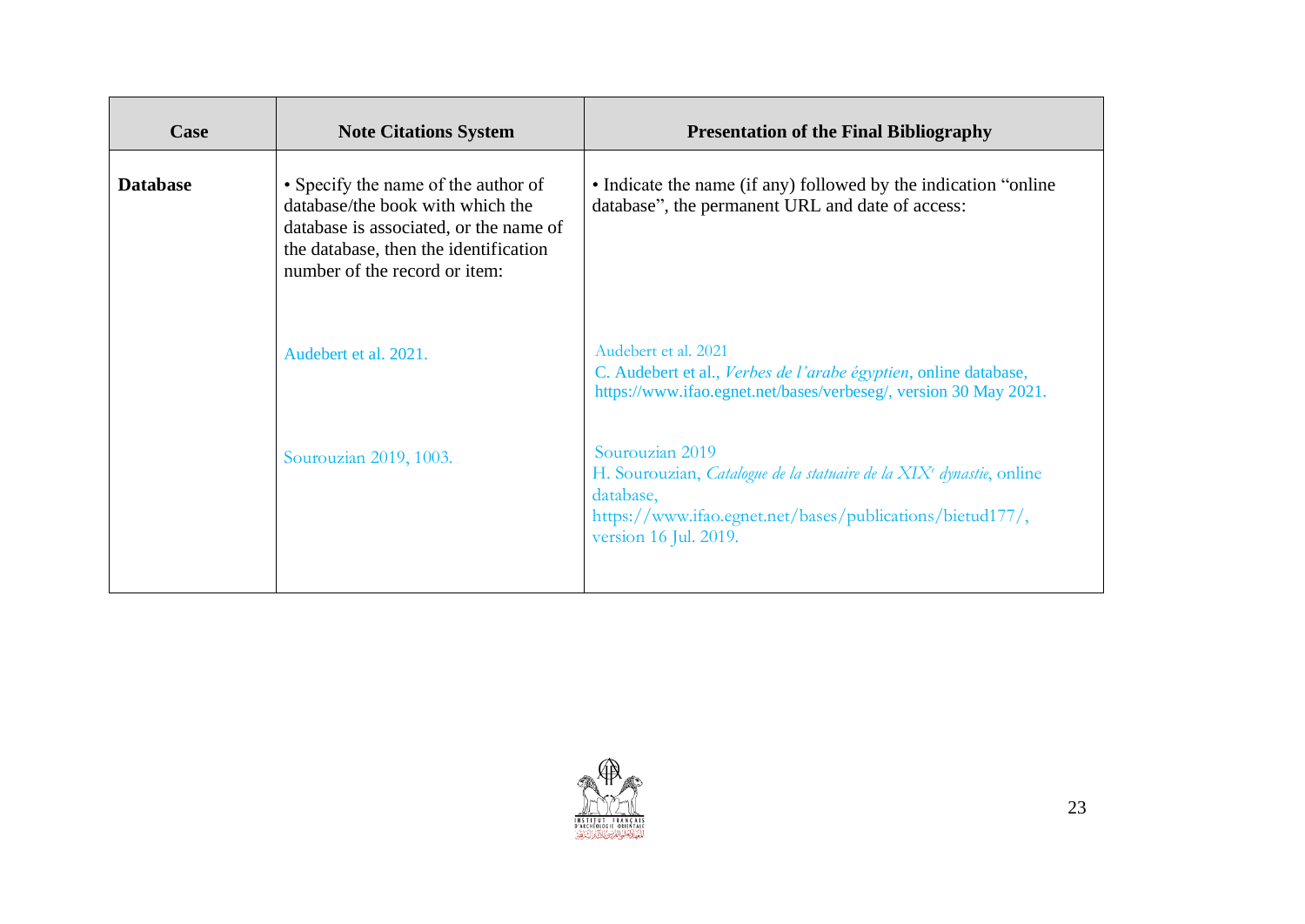| Case | Note Citations System | Presentation of the Final Bibliography |
|---|---|---|
| **Database** | • Specify the name of the author of database/the book with which the database is associated, or the name of the database, then the identification number of the record or item: | • Indicate the name (if any) followed by the indication "online database", the permanent URL and date of access: |
| | Audebert et al. 2021. | Audebert et al. 2021<br>C. Audebert et al., *Verbes de l'arabe égyptien*, online database, https://www.ifao.egnet.net/bases/verbeseg/, version 30 May 2021. |
| | Sourouzian 2019, 1003. | Sourouzian 2019<br>H. Sourouzian, *Catalogue de la statuaire de la XIX*[e] *dynastie*, online database, https://www.ifao.egnet.net/bases/publications/bietud177/, version 16 Jul. 2019. |